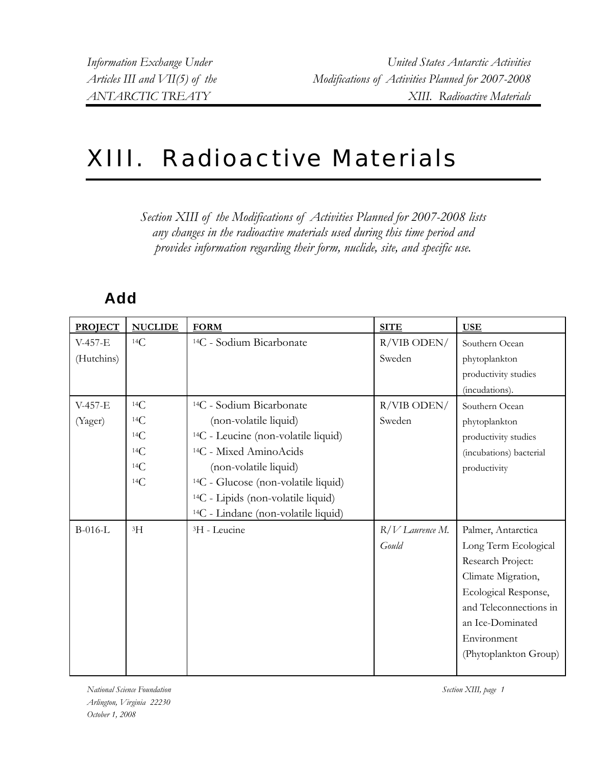# XIII. Radioactive Materials

*Section XIII of the Modifications of Activities Planned for 2007-2008 lists any changes in the radioactive materials used during this time period and provides information regarding their form, nuclide, site, and specific use.*

## Add

| PROJECT | NUCLIDE | FORM | SITE | USE |
|---|---|---|---|---|
| V-457-E (Hutchins) | $^{14}C$ | $^{14}C$ - Sodium Bicarbonate | R/VIB ODEN/ Sweden | Southern Ocean phytoplankton productivity studies (incudations). |
| V-457-E (Yager) | $^{14}C$ $^{14}C$ $^{14}C$ $^{14}C$ $^{14}C$ $^{14}C$ | $^{14}C$ - Sodium Bicarbonate (non-volatile liquid) $^{14}C$ - Leucine (non-volatile liquid) $^{14}C$ - Mixed AminoAcids (non-volatile liquid) $^{14}C$ - Glucose (non-volatile liquid) $^{14}C$ - Lipids (non-volatile liquid) $^{14}C$ - Lindane (non-volatile liquid) | R/VIB ODEN/ Sweden | Southern Ocean phytoplankton productivity studies (incubations) bacterial productivity |
| B-016-L | $^{3}H$ | $^{3}H$ - Leucine | *R/V Laurence M. Gould* | Palmer, Antarctica Long Term Ecological Research Project: Climate Migration, Ecological Response, and Teleconnections in an Ice-Dominated Environment (Phytoplankton Group) |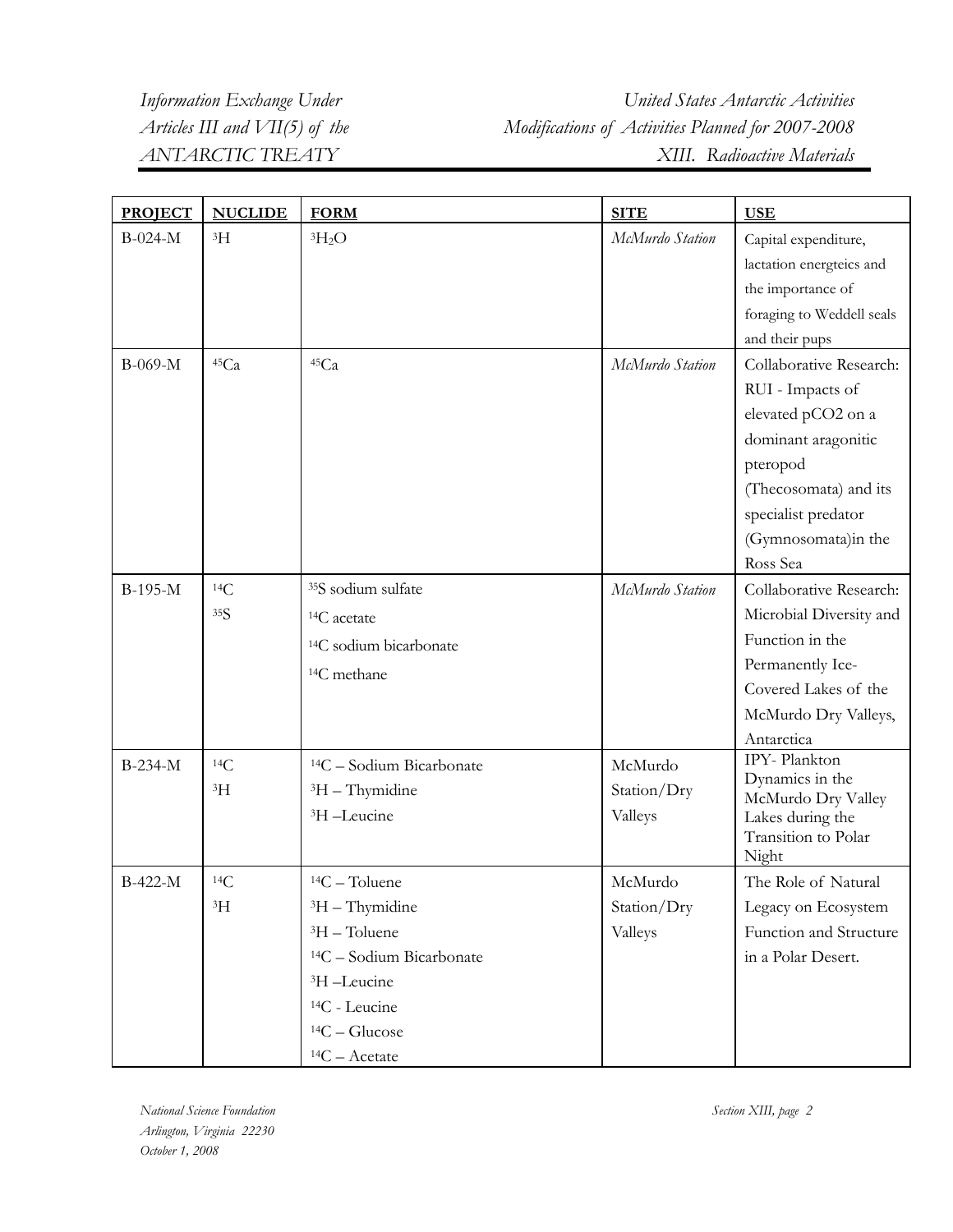| PROJECT | NUCLIDE | FORM | SITE | USE |
|---|---|---|---|---|
| B-024-M | $^{3}H$ | $^{3}H_2O$ | *McMurdo Station* | Capital expenditure, lactation energteics and the importance of foraging to Weddell seals and their pups |
| B-069-M | $^{45}Ca$ | $^{45}Ca$ | *McMurdo Station* | Collaborative Research: RUI - Impacts of elevated pCO2 on a dominant aragonitic pteropod (Thecosomata) and its specialist predator (Gymnosomata)in the Ross Sea |
| B-195-M | $^{14}C$<br>$^{35}S$ | $^{35}S$ sodium sulfate<br>$^{14}C$ acetate<br>$^{14}C$ sodium bicarbonate<br>$^{14}C$ methane | *McMurdo Station* | Collaborative Research: Microbial Diversity and Function in the Permanently Ice-Covered Lakes of the McMurdo Dry Valleys, Antarctica |
| B-234-M | $^{14}C$<br>$^{3}H$ | $^{14}C$ – Sodium Bicarbonate<br>$^{3}H$ – Thymidine<br>$^{3}H$ –Leucine | McMurdo Station/Dry Valleys | IPY- Plankton Dynamics in the McMurdo Dry Valley Lakes during the Transition to Polar Night |
| B-422-M | $^{14}C$<br>$^{3}H$ | $^{14}C$ – Toluene<br>$^{3}H$ – Thymidine<br>$^{3}H$ – Toluene<br>$^{14}C$ – Sodium Bicarbonate<br>$^{3}H$ –Leucine<br>$^{14}C$ - Leucine<br>$^{14}C$ – Glucose<br>$^{14}C$ – Acetate | McMurdo Station/Dry Valleys | The Role of Natural Legacy on Ecosystem Function and Structure in a Polar Desert. |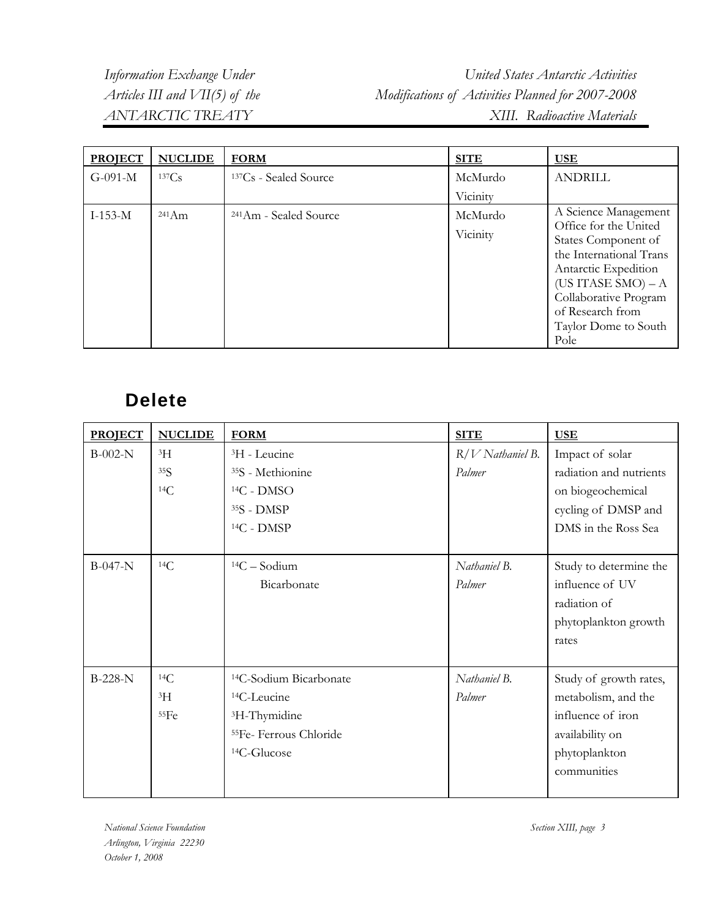| PROJECT | NUCLIDE | FORM | SITE | USE |
|---|---|---|---|---|
| G-091-M | $^{137}Cs$ | $^{137}Cs$ - Sealed Source | McMurdo Vicinity | ANDRILL |
| I-153-M | $^{241}Am$ | $^{241}Am$ - Sealed Source | McMurdo Vicinity | A Science Management Office for the United States Component of the International Trans Antarctic Expedition (US ITASE SMO) – A Collaborative Program of Research from Taylor Dome to South Pole |

## Delete

| PROJECT | NUCLIDE | FORM | SITE | USE |
|---|---|---|---|---|
| B-002-N | $^{3}H$<br>$^{35}S$<br>$^{14}C$ | $^{3}H$ - Leucine<br>$^{35}S$ - Methionine<br>$^{14}C$ - DMSO<br>$^{35}S$ - DMSP<br>$^{14}C$ - DMSP | *R/V Nathaniel B. Palmer* | Impact of solar radiation and nutrients on biogeochemical cycling of DMSP and DMS in the Ross Sea |
| B-047-N | $^{14}C$ | $^{14}C$ – Sodium Bicarbonate | *Nathaniel B. Palmer* | Study to determine the influence of UV radiation of phytoplankton growth rates |
| B-228-N | $^{14}C$<br>$^{3}H$<br>$^{55}Fe$ | $^{14}C$-Sodium Bicarbonate<br>$^{14}C$-Leucine<br>$^{3}H$-Thymidine<br>$^{55}Fe$- Ferrous Chloride<br>$^{14}C$-Glucose | *Nathaniel B. Palmer* | Study of growth rates, metabolism, and the influence of iron availability on phytoplankton communities |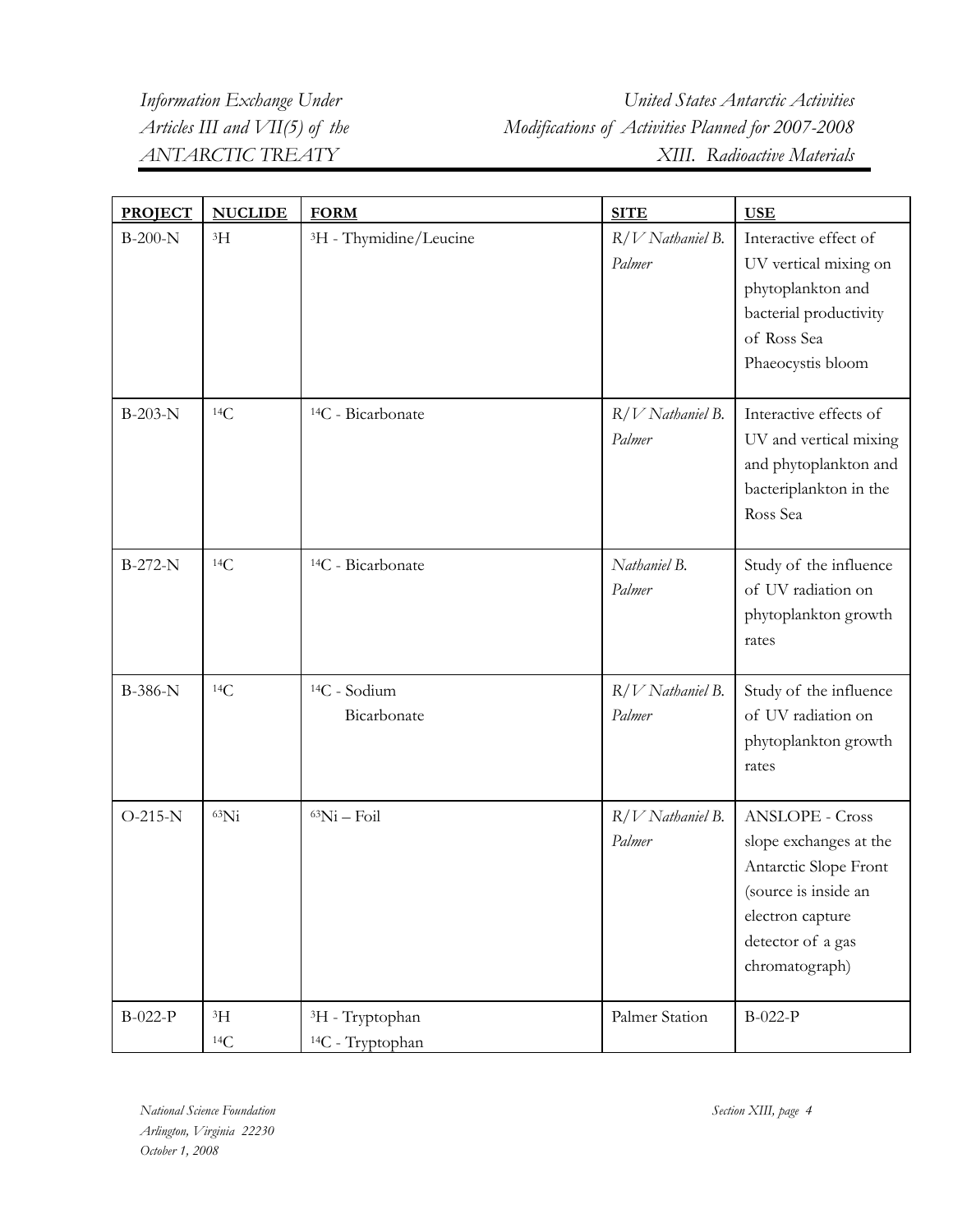| **PROJECT** | **NUCLIDE** | **FORM** | **SITE** | **USE** |
|---|---|---|---|---|
| B-200-N | $^{3}H$ | $^{3}H$ - Thymidine/Leucine | *R/V Nathaniel B. Palmer* | Interactive effect of UV vertical mixing on phytoplankton and bacterial productivity of Ross Sea Phaeocystis bloom |
| B-203-N | $^{14}C$ | $^{14}C$ - Bicarbonate | *R/V Nathaniel B. Palmer* | Interactive effects of UV and vertical mixing and phytoplankton and bacteriplankton in the Ross Sea |
| B-272-N | $^{14}C$ | $^{14}C$ - Bicarbonate | *Nathaniel B. Palmer* | Study of the influence of UV radiation on phytoplankton growth rates |
| B-386-N | $^{14}C$ | $^{14}C$ - Sodium Bicarbonate | *R/V Nathaniel B. Palmer* | Study of the influence of UV radiation on phytoplankton growth rates |
| O-215-N | $^{63}Ni$ | $^{63}Ni$ – Foil | *R/V Nathaniel B. Palmer* | ANSLOPE - Cross slope exchanges at the Antarctic Slope Front (source is inside an electron capture detector of a gas chromatograph) |
| B-022-P | $^{3}H$<br>$^{14}C$ | $^{3}H$ - Tryptophan<br>$^{14}C$ - Tryptophan | Palmer Station | B-022-P |